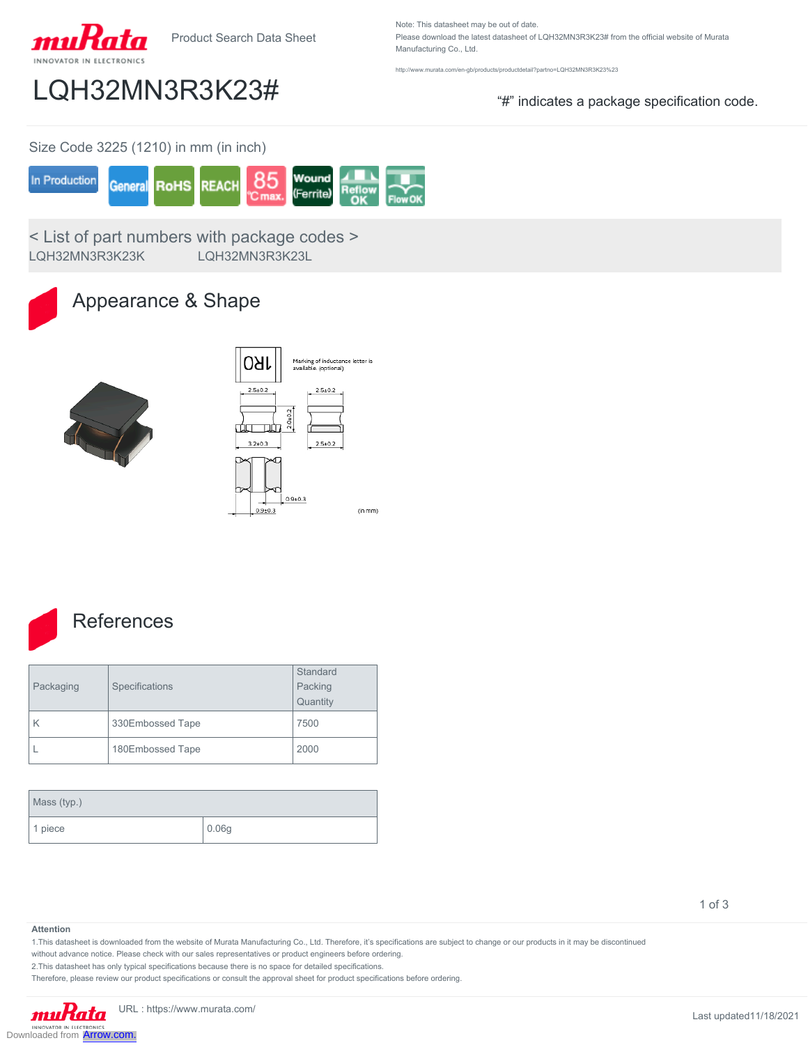muRata INNOVATOR IN ELECTRONICS

Product Search Data Sheet

Note: This datasheet may be out of date.
Please download the latest datasheet of LQH32MN3R3K23# from the official website of Murata Manufacturing Co., Ltd.

http://www.murata.com/en-gb/products/productdetail?partno=LQH32MN3R3K23%23

# LQH32MN3R3K23#

"#" indicates a package specification code.

Size Code 3225 (1210) in mm (in inch)

In Production | General | RoHS | REACH | 85 °C max. | Wound (Ferrite) | Reflow OK | Flow OK

< List of part numbers with package codes >

LQH32MN3R3K23K     LQH32MN3R3K23L

## Appearance & Shape

Marking of inductance letter is available. (optional)

2.5±0.2   2.5±0.2   2.0±0.2   3.2±0.3   2.5±0.2   0.9±0.3   0.9±0.3   (in mm)

## References

| Packaging | Specifications | Standard Packing Quantity |
|---|---|---|
| K | 330Embossed Tape | 7500 |
| L | 180Embossed Tape | 2000 |

| Mass (typ.) | |
|---|---|
| 1 piece | 0.06g |

**Attention**

1.This datasheet is downloaded from the website of Murata Manufacturing Co., Ltd. Therefore, it's specifications are subject to change or our products in it may be discontinued without advance notice. Please check with our sales representatives or product engineers before ordering.

2.This datasheet has only typical specifications because there is no space for detailed specifications.
Therefore, please review our product specifications or consult the approval sheet for product specifications before ordering.

URL : https://www.murata.com/

Last updated11/18/2021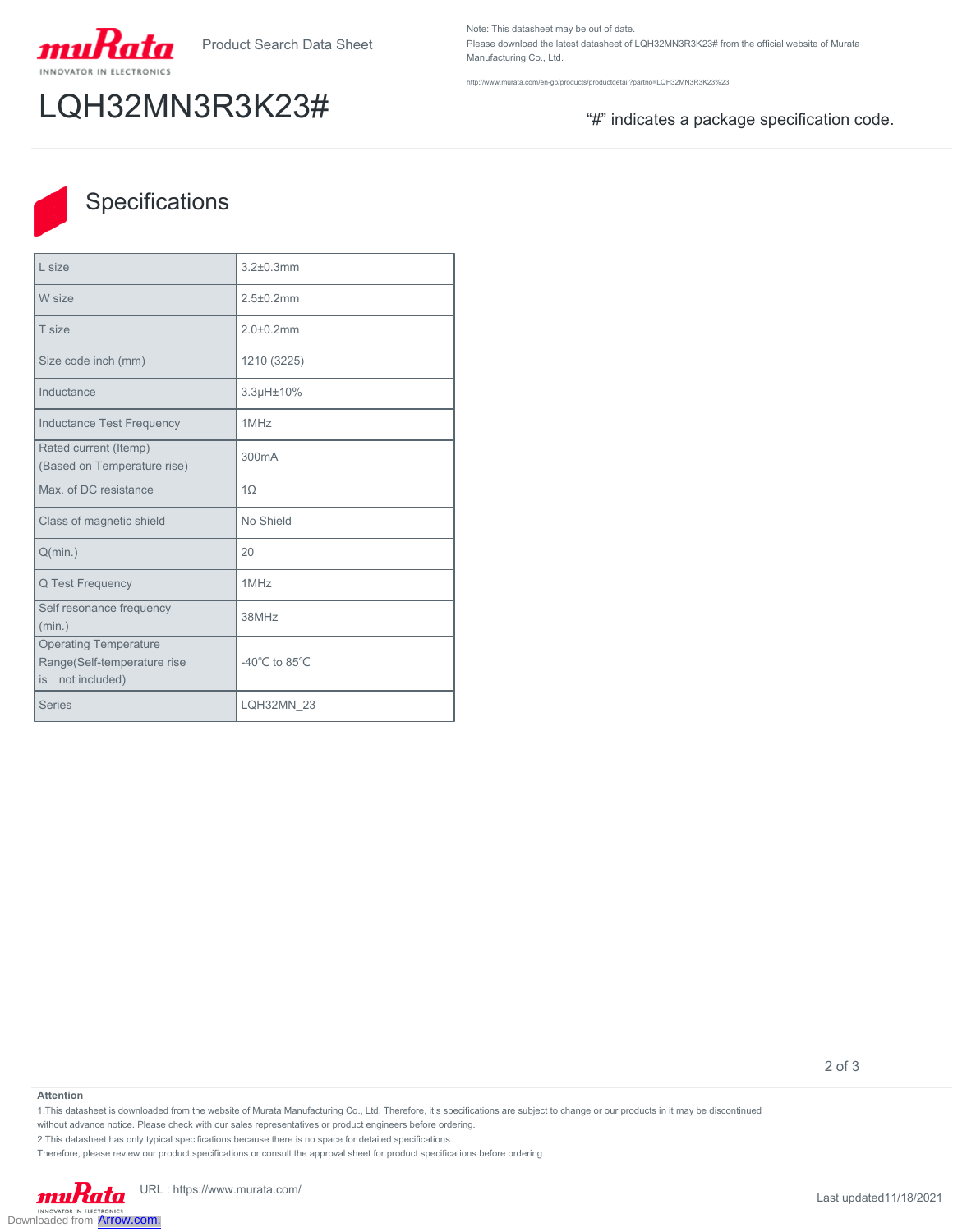Product Search Data Sheet

Note: This datasheet may be out of date.
Please download the latest datasheet of LQH32MN3R3K23# from the official website of Murata Manufacturing Co., Ltd.

http://www.murata.com/en-gb/products/productdetail?partno=LQH32MN3R3K23%23

# LQH32MN3R3K23#

"#" indicates a package specification code.

## Specifications

| | |
|---|---|
| L size | 3.2±0.3mm |
| W size | 2.5±0.2mm |
| T size | 2.0±0.2mm |
| Size code inch (mm) | 1210 (3225) |
| Inductance | 3.3μH±10% |
| Inductance Test Frequency | 1MHz |
| Rated current (Itemp) (Based on Temperature rise) | 300mA |
| Max. of DC resistance | 1Ω |
| Class of magnetic shield | No Shield |
| Q(min.) | 20 |
| Q Test Frequency | 1MHz |
| Self resonance frequency (min.) | 38MHz |
| Operating Temperature Range(Self-temperature rise is not included) | -40℃ to 85℃ |
| Series | LQH32MN_23 |

**Attention**

1.This datasheet is downloaded from the website of Murata Manufacturing Co., Ltd. Therefore, it's specifications are subject to change or our products in it may be discontinued without advance notice. Please check with our sales representatives or product engineers before ordering.

2.This datasheet has only typical specifications because there is no space for detailed specifications.

Therefore, please review our product specifications or consult the approval sheet for product specifications before ordering.

URL : https://www.murata.com/

Last updated11/18/2021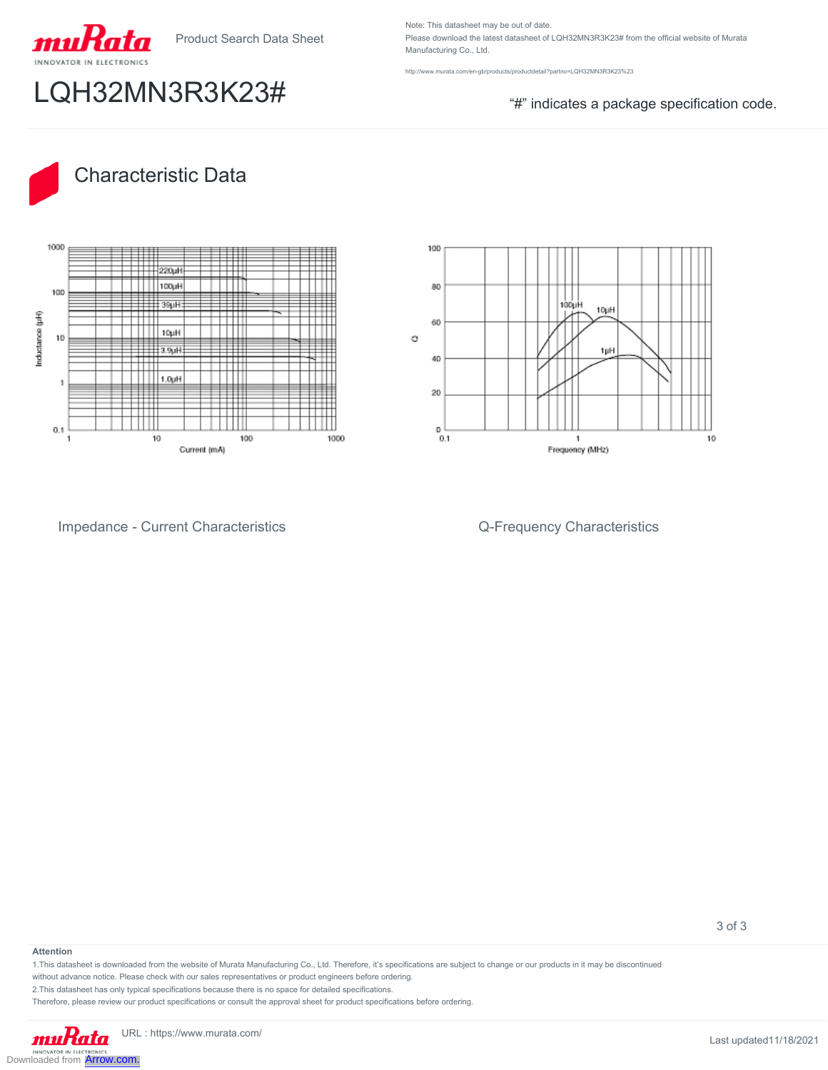Product Search Data Sheet

Note: This datasheet may be out of date.
Please download the latest datasheet of LQH32MN3R3K23# from the official website of Murata Manufacturing Co., Ltd.

http://www.murata.com/en-gb/products/productdetail?partno=LQH32MN3R3K23%23

# LQH32MN3R3K23#

"#" indicates a package specification code.

## Characteristic Data

1000
100
10
1
0.1
Inductance (μH)
220μH
100μH
39μH
10μH
3.9μH
1.0μH
1
10
100
1000
Current (mA)

Impedance - Current Characteristics

100
80
60
40
20
0
Q
100μH
10μH
1μH
0.1
1
10
Frequency (MHz)

Q-Frequency Characteristics

**Attention**

1.This datasheet is downloaded from the website of Murata Manufacturing Co., Ltd. Therefore, it's specifications are subject to change or our products in it may be discontinued without advance notice. Please check with our sales representatives or product engineers before ordering.

2.This datasheet has only typical specifications because there is no space for detailed specifications.

Therefore, please review our product specifications or consult the approval sheet for product specifications before ordering.

URL : https://www.murata.com/

Last updated11/18/2021

Downloaded from Arrow.com.